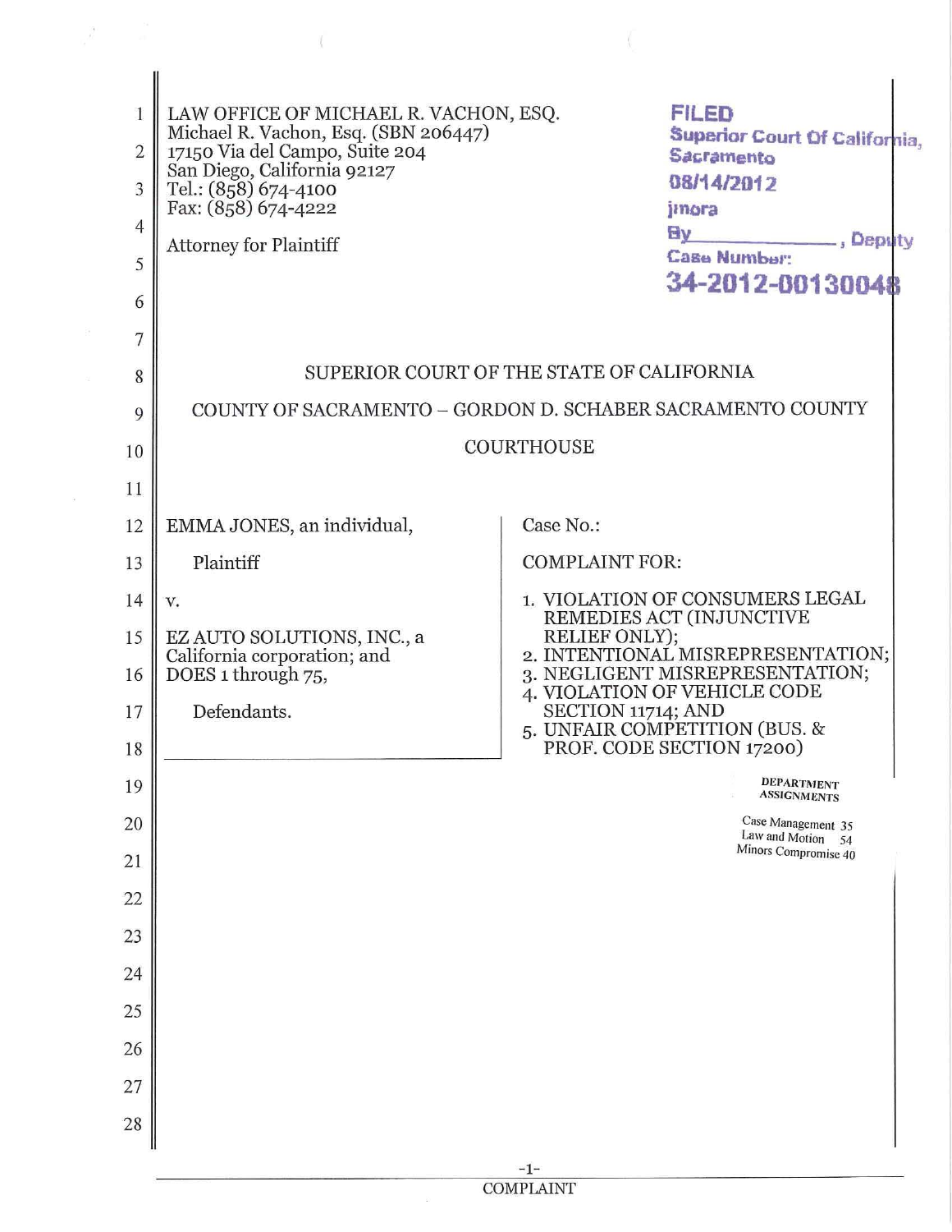LAW OFFICE OF MICHAEL R. VACHON, ESQ.
Michael R. Vachon, Esq. (SBN 206447)
17150 Via del Campo, Suite 204
San Diego, California 92127
Tel.: (858) 674-4100
Fax: (858) 674-4222

Attorney for Plaintiff

FILED
Superior Court Of California, Sacramento
08/14/2012
jmora
By \_\_\_\_\_\_\_\_\_\_, Deputy
Case Number:
34-2012-00130048

SUPERIOR COURT OF THE STATE OF CALIFORNIA

COUNTY OF SACRAMENTO – GORDON D. SCHABER SACRAMENTO COUNTY COURTHOUSE

| | |
|---|---|
| EMMA JONES, an individual,<br><br>Plaintiff<br><br>v.<br><br>EZ AUTO SOLUTIONS, INC., a California corporation; and DOES 1 through 75,<br><br>Defendants. | Case No.:<br><br>COMPLAINT FOR:<br><br>1. VIOLATION OF CONSUMERS LEGAL REMEDIES ACT (INJUNCTIVE RELIEF ONLY);<br>2. INTENTIONAL MISREPRESENTATION;<br>3. NEGLIGENT MISREPRESENTATION;<br>4. VIOLATION OF VEHICLE CODE SECTION 11714; AND<br>5. UNFAIR COMPETITION (BUS. & PROF. CODE SECTION 17200) |

DEPARTMENT ASSIGNMENTS

Case Management 35
Law and Motion 54
Minors Compromise 40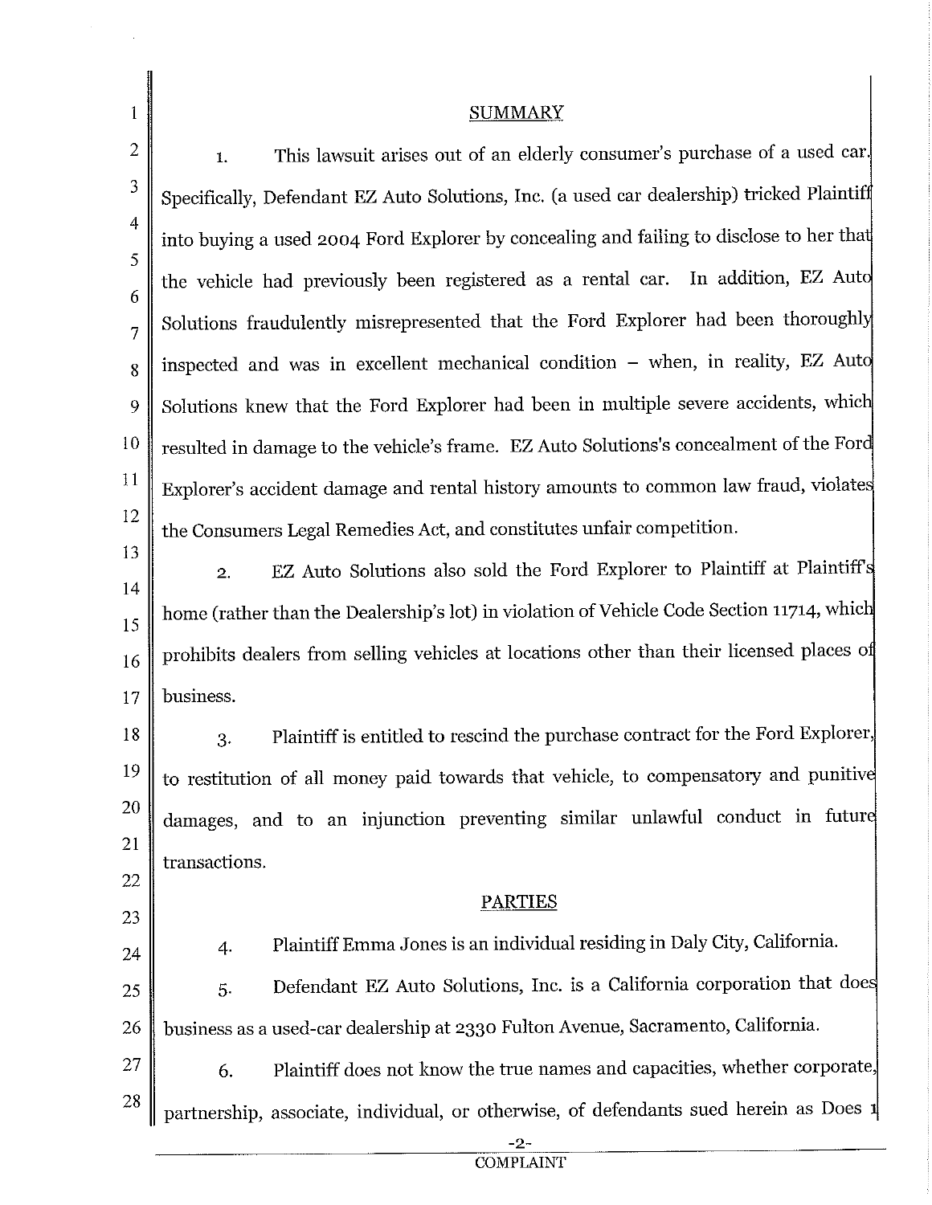## SUMMARY

1. This lawsuit arises out of an elderly consumer's purchase of a used car. Specifically, Defendant EZ Auto Solutions, Inc. (a used car dealership) tricked Plaintiff into buying a used 2004 Ford Explorer by concealing and failing to disclose to her that the vehicle had previously been registered as a rental car. In addition, EZ Auto Solutions fraudulently misrepresented that the Ford Explorer had been thoroughly inspected and was in excellent mechanical condition – when, in reality, EZ Auto Solutions knew that the Ford Explorer had been in multiple severe accidents, which resulted in damage to the vehicle's frame. EZ Auto Solutions's concealment of the Ford Explorer's accident damage and rental history amounts to common law fraud, violates the Consumers Legal Remedies Act, and constitutes unfair competition.

2. EZ Auto Solutions also sold the Ford Explorer to Plaintiff at Plaintiff's home (rather than the Dealership's lot) in violation of Vehicle Code Section 11714, which prohibits dealers from selling vehicles at locations other than their licensed places of business.

3. Plaintiff is entitled to rescind the purchase contract for the Ford Explorer, to restitution of all money paid towards that vehicle, to compensatory and punitive damages, and to an injunction preventing similar unlawful conduct in future transactions.

## PARTIES

4. Plaintiff Emma Jones is an individual residing in Daly City, California.

5. Defendant EZ Auto Solutions, Inc. is a California corporation that does business as a used-car dealership at 2330 Fulton Avenue, Sacramento, California.

6. Plaintiff does not know the true names and capacities, whether corporate, partnership, associate, individual, or otherwise, of defendants sued herein as Does 1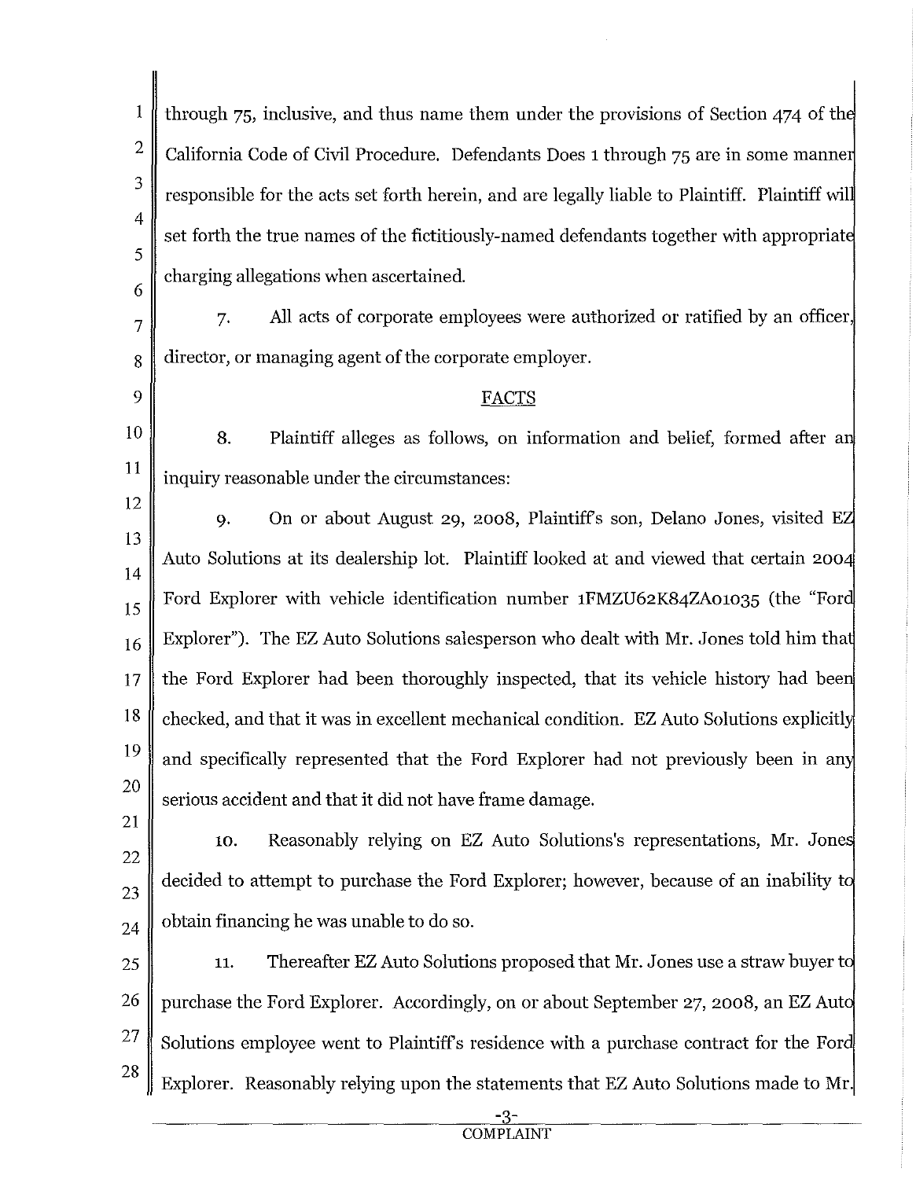through 75, inclusive, and thus name them under the provisions of Section 474 of the California Code of Civil Procedure. Defendants Does 1 through 75 are in some manner responsible for the acts set forth herein, and are legally liable to Plaintiff. Plaintiff will set forth the true names of the fictitiously-named defendants together with appropriate charging allegations when ascertained.

7. All acts of corporate employees were authorized or ratified by an officer, director, or managing agent of the corporate employer.

## FACTS

8. Plaintiff alleges as follows, on information and belief, formed after an inquiry reasonable under the circumstances:

9. On or about August 29, 2008, Plaintiff's son, Delano Jones, visited EZ Auto Solutions at its dealership lot. Plaintiff looked at and viewed that certain 2004 Ford Explorer with vehicle identification number 1FMZU62K84ZA01035 (the "Ford Explorer"). The EZ Auto Solutions salesperson who dealt with Mr. Jones told him that the Ford Explorer had been thoroughly inspected, that its vehicle history had been checked, and that it was in excellent mechanical condition. EZ Auto Solutions explicitly and specifically represented that the Ford Explorer had not previously been in any serious accident and that it did not have frame damage.

10. Reasonably relying on EZ Auto Solutions's representations, Mr. Jones decided to attempt to purchase the Ford Explorer; however, because of an inability to obtain financing he was unable to do so.

11. Thereafter EZ Auto Solutions proposed that Mr. Jones use a straw buyer to purchase the Ford Explorer. Accordingly, on or about September 27, 2008, an EZ Auto Solutions employee went to Plaintiff's residence with a purchase contract for the Ford Explorer. Reasonably relying upon the statements that EZ Auto Solutions made to Mr.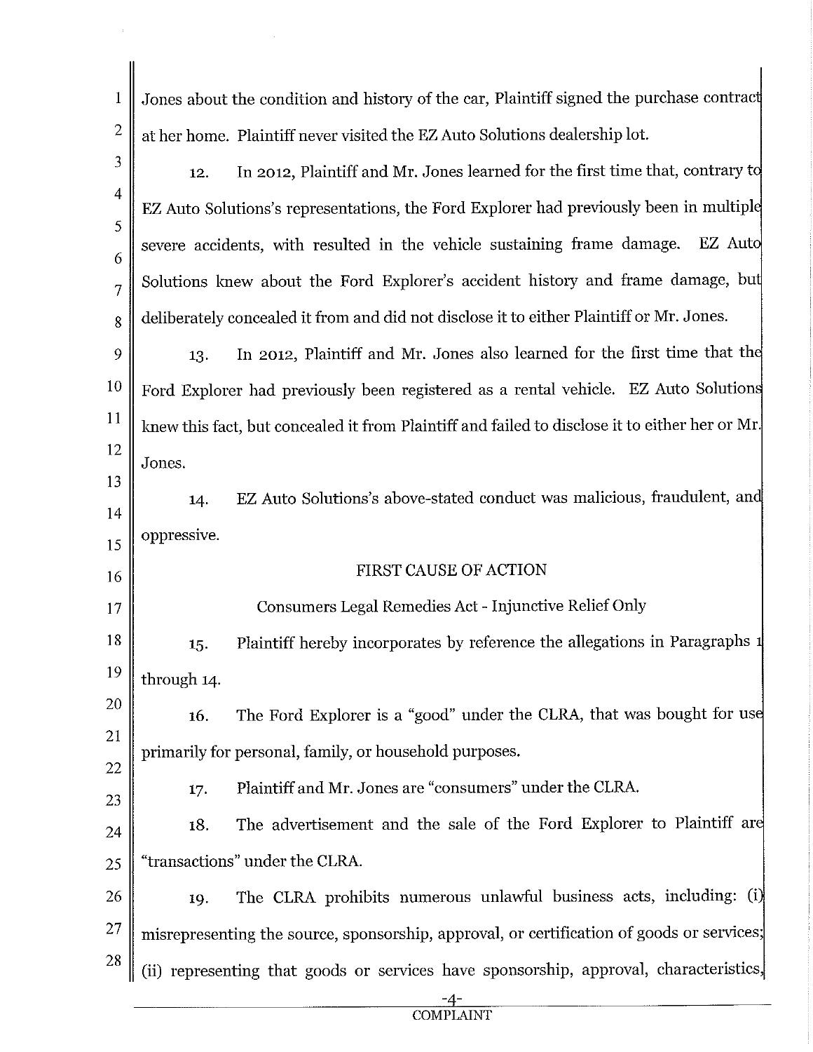Jones about the condition and history of the car, Plaintiff signed the purchase contract at her home. Plaintiff never visited the EZ Auto Solutions dealership lot.

12. In 2012, Plaintiff and Mr. Jones learned for the first time that, contrary to EZ Auto Solutions's representations, the Ford Explorer had previously been in multiple severe accidents, with resulted in the vehicle sustaining frame damage. EZ Auto Solutions knew about the Ford Explorer's accident history and frame damage, but deliberately concealed it from and did not disclose it to either Plaintiff or Mr. Jones.

13. In 2012, Plaintiff and Mr. Jones also learned for the first time that the Ford Explorer had previously been registered as a rental vehicle. EZ Auto Solutions knew this fact, but concealed it from Plaintiff and failed to disclose it to either her or Mr. Jones.

14. EZ Auto Solutions's above-stated conduct was malicious, fraudulent, and oppressive.

## FIRST CAUSE OF ACTION

### Consumers Legal Remedies Act - Injunctive Relief Only

15. Plaintiff hereby incorporates by reference the allegations in Paragraphs 1 through 14.

16. The Ford Explorer is a "good" under the CLRA, that was bought for use primarily for personal, family, or household purposes.

17. Plaintiff and Mr. Jones are "consumers" under the CLRA.

18. The advertisement and the sale of the Ford Explorer to Plaintiff are "transactions" under the CLRA.

19. The CLRA prohibits numerous unlawful business acts, including: (i) misrepresenting the source, sponsorship, approval, or certification of goods or services; (ii) representing that goods or services have sponsorship, approval, characteristics,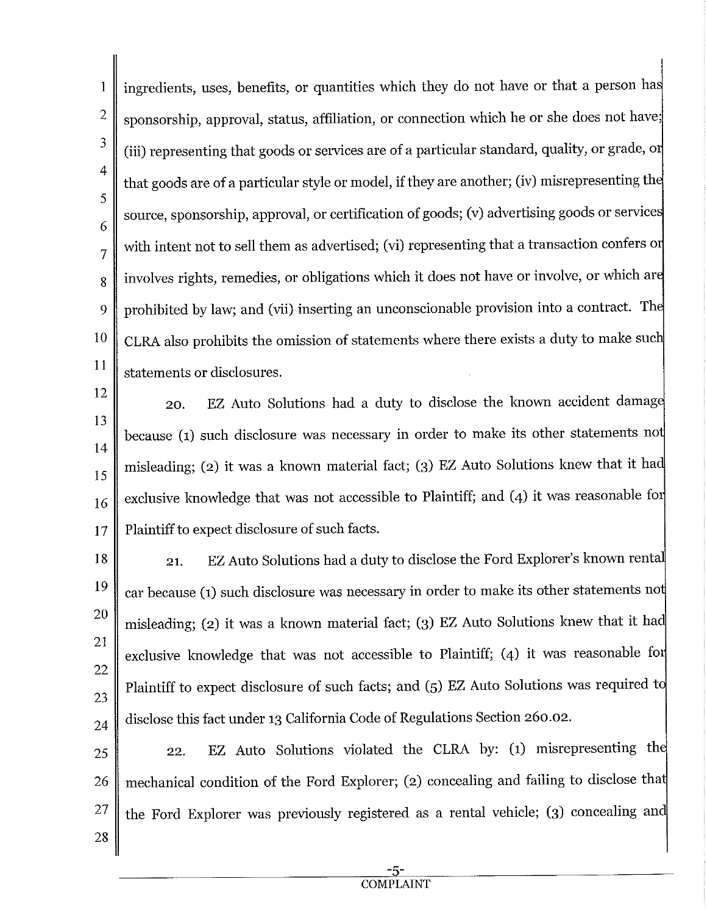ingredients, uses, benefits, or quantities which they do not have or that a person has sponsorship, approval, status, affiliation, or connection which he or she does not have; (iii) representing that goods or services are of a particular standard, quality, or grade, or that goods are of a particular style or model, if they are another; (iv) misrepresenting the source, sponsorship, approval, or certification of goods; (v) advertising goods or services with intent not to sell them as advertised; (vi) representing that a transaction confers or involves rights, remedies, or obligations which it does not have or involve, or which are prohibited by law; and (vii) inserting an unconscionable provision into a contract. The CLRA also prohibits the omission of statements where there exists a duty to make such statements or disclosures.

20. EZ Auto Solutions had a duty to disclose the known accident damage because (1) such disclosure was necessary in order to make its other statements not misleading; (2) it was a known material fact; (3) EZ Auto Solutions knew that it had exclusive knowledge that was not accessible to Plaintiff; and (4) it was reasonable for Plaintiff to expect disclosure of such facts.

21. EZ Auto Solutions had a duty to disclose the Ford Explorer's known rental car because (1) such disclosure was necessary in order to make its other statements not misleading; (2) it was a known material fact; (3) EZ Auto Solutions knew that it had exclusive knowledge that was not accessible to Plaintiff; (4) it was reasonable for Plaintiff to expect disclosure of such facts; and (5) EZ Auto Solutions was required to disclose this fact under 13 California Code of Regulations Section 260.02.

22. EZ Auto Solutions violated the CLRA by: (1) misrepresenting the mechanical condition of the Ford Explorer; (2) concealing and failing to disclose that the Ford Explorer was previously registered as a rental vehicle; (3) concealing and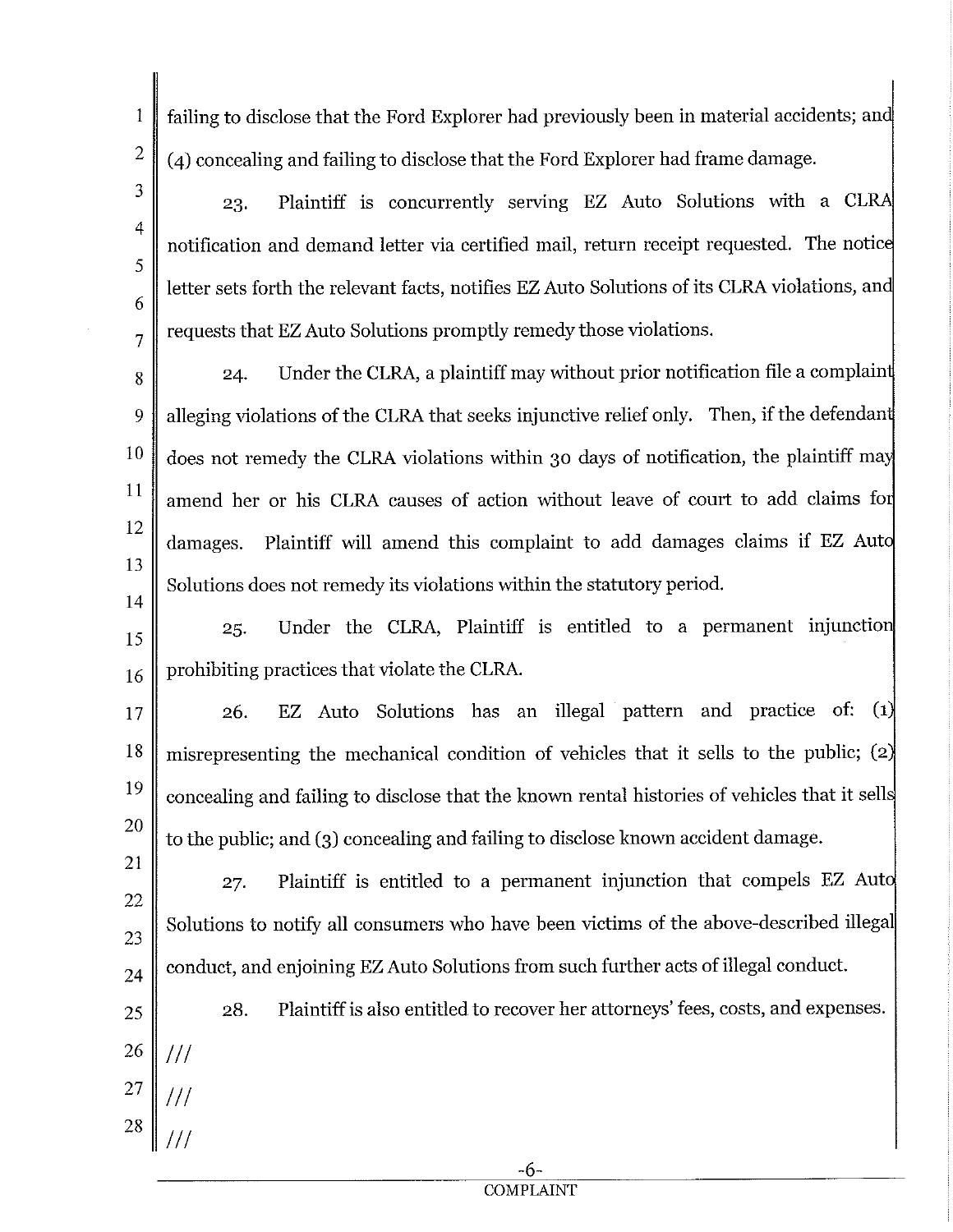failing to disclose that the Ford Explorer had previously been in material accidents; and (4) concealing and failing to disclose that the Ford Explorer had frame damage.

23. Plaintiff is concurrently serving EZ Auto Solutions with a CLRA notification and demand letter via certified mail, return receipt requested. The notice letter sets forth the relevant facts, notifies EZ Auto Solutions of its CLRA violations, and requests that EZ Auto Solutions promptly remedy those violations.

24. Under the CLRA, a plaintiff may without prior notification file a complaint alleging violations of the CLRA that seeks injunctive relief only. Then, if the defendant does not remedy the CLRA violations within 30 days of notification, the plaintiff may amend her or his CLRA causes of action without leave of court to add claims for damages. Plaintiff will amend this complaint to add damages claims if EZ Auto Solutions does not remedy its violations within the statutory period.

25. Under the CLRA, Plaintiff is entitled to a permanent injunction prohibiting practices that violate the CLRA.

26. EZ Auto Solutions has an illegal pattern and practice of: (1) misrepresenting the mechanical condition of vehicles that it sells to the public; (2) concealing and failing to disclose that the known rental histories of vehicles that it sells to the public; and (3) concealing and failing to disclose known accident damage.

27. Plaintiff is entitled to a permanent injunction that compels EZ Auto Solutions to notify all consumers who have been victims of the above-described illegal conduct, and enjoining EZ Auto Solutions from such further acts of illegal conduct.

28. Plaintiff is also entitled to recover her attorneys' fees, costs, and expenses.

///

///

///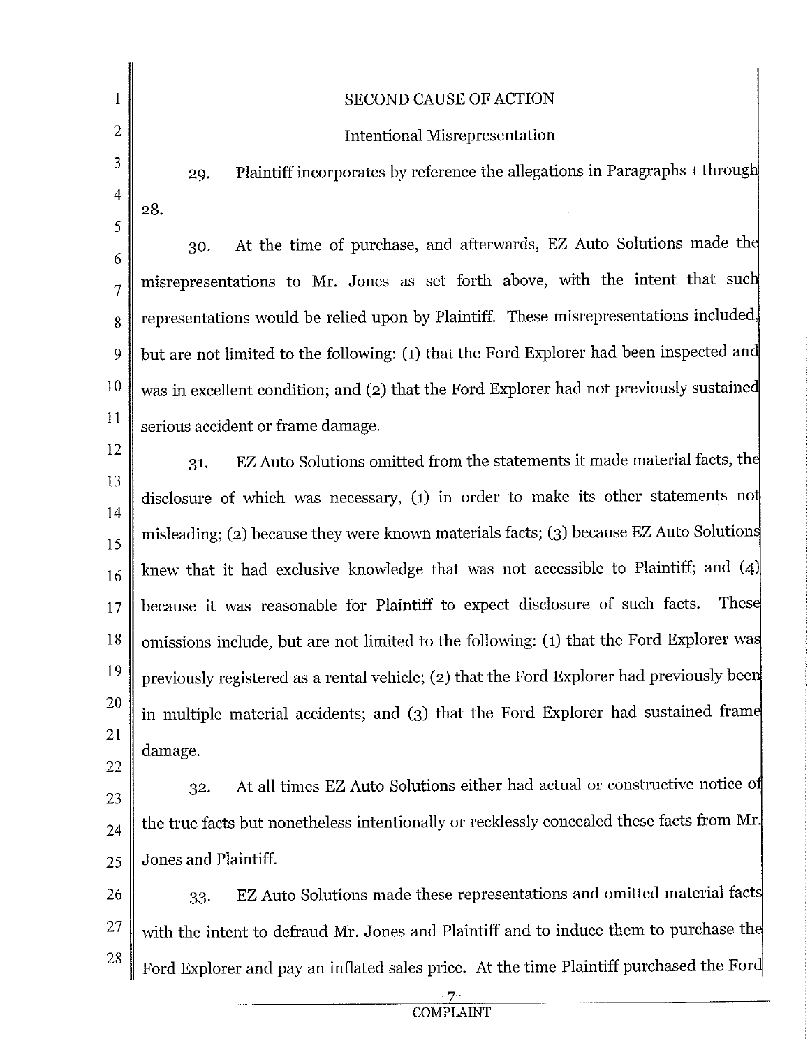SECOND CAUSE OF ACTION

Intentional Misrepresentation

29. Plaintiff incorporates by reference the allegations in Paragraphs 1 through 28.

30. At the time of purchase, and afterwards, EZ Auto Solutions made the misrepresentations to Mr. Jones as set forth above, with the intent that such representations would be relied upon by Plaintiff. These misrepresentations included, but are not limited to the following: (1) that the Ford Explorer had been inspected and was in excellent condition; and (2) that the Ford Explorer had not previously sustained serious accident or frame damage.

31. EZ Auto Solutions omitted from the statements it made material facts, the disclosure of which was necessary, (1) in order to make its other statements not misleading; (2) because they were known materials facts; (3) because EZ Auto Solutions knew that it had exclusive knowledge that was not accessible to Plaintiff; and (4) because it was reasonable for Plaintiff to expect disclosure of such facts. These omissions include, but are not limited to the following: (1) that the Ford Explorer was previously registered as a rental vehicle; (2) that the Ford Explorer had previously been in multiple material accidents; and (3) that the Ford Explorer had sustained frame damage.

32. At all times EZ Auto Solutions either had actual or constructive notice of the true facts but nonetheless intentionally or recklessly concealed these facts from Mr. Jones and Plaintiff.

33. EZ Auto Solutions made these representations and omitted material facts with the intent to defraud Mr. Jones and Plaintiff and to induce them to purchase the Ford Explorer and pay an inflated sales price. At the time Plaintiff purchased the Ford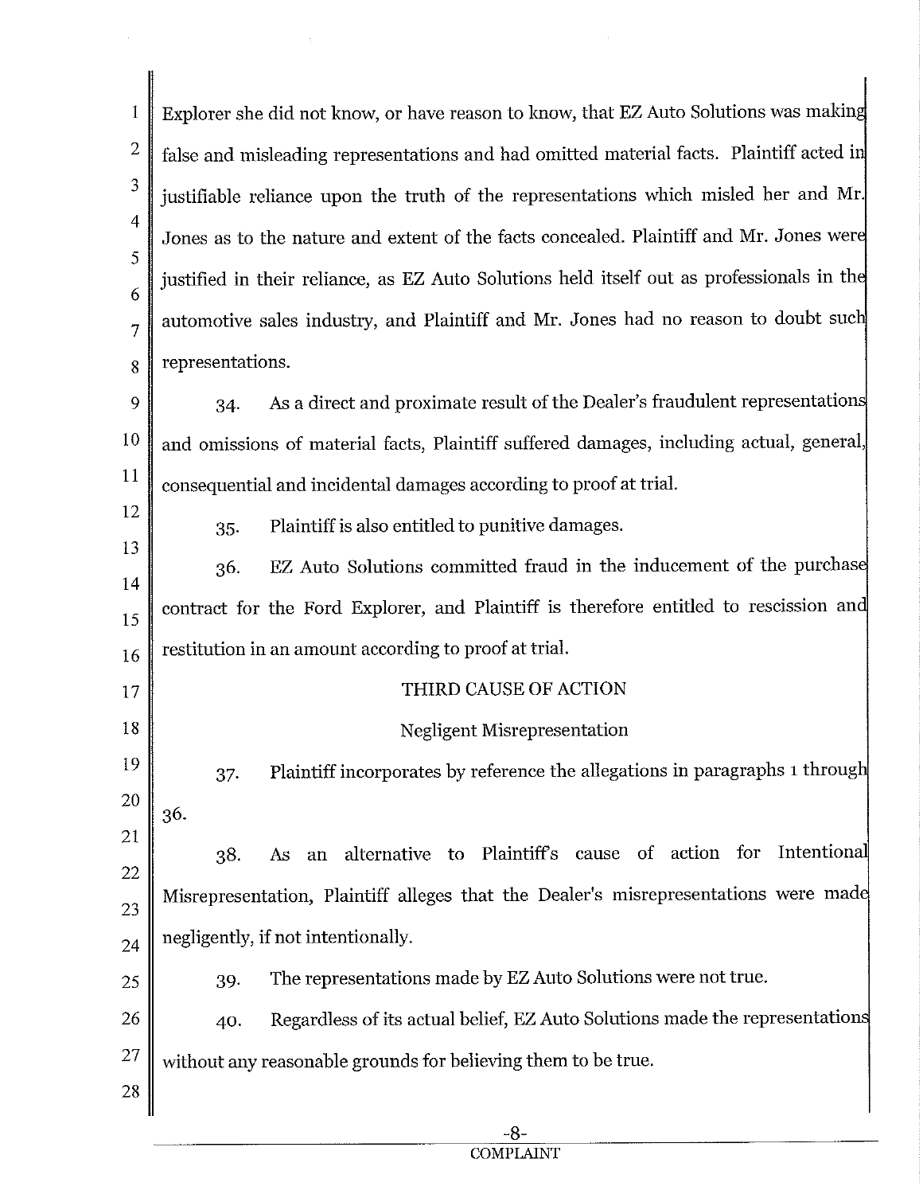Explorer she did not know, or have reason to know, that EZ Auto Solutions was making false and misleading representations and had omitted material facts. Plaintiff acted in justifiable reliance upon the truth of the representations which misled her and Mr. Jones as to the nature and extent of the facts concealed. Plaintiff and Mr. Jones were justified in their reliance, as EZ Auto Solutions held itself out as professionals in the automotive sales industry, and Plaintiff and Mr. Jones had no reason to doubt such representations.

34. As a direct and proximate result of the Dealer's fraudulent representations and omissions of material facts, Plaintiff suffered damages, including actual, general, consequential and incidental damages according to proof at trial.

35. Plaintiff is also entitled to punitive damages.

36. EZ Auto Solutions committed fraud in the inducement of the purchase contract for the Ford Explorer, and Plaintiff is therefore entitled to rescission and restitution in an amount according to proof at trial.

## THIRD CAUSE OF ACTION

### Negligent Misrepresentation

37. Plaintiff incorporates by reference the allegations in paragraphs 1 through 36.

38. As an alternative to Plaintiff's cause of action for Intentional Misrepresentation, Plaintiff alleges that the Dealer's misrepresentations were made negligently, if not intentionally.

39. The representations made by EZ Auto Solutions were not true.

40. Regardless of its actual belief, EZ Auto Solutions made the representations without any reasonable grounds for believing them to be true.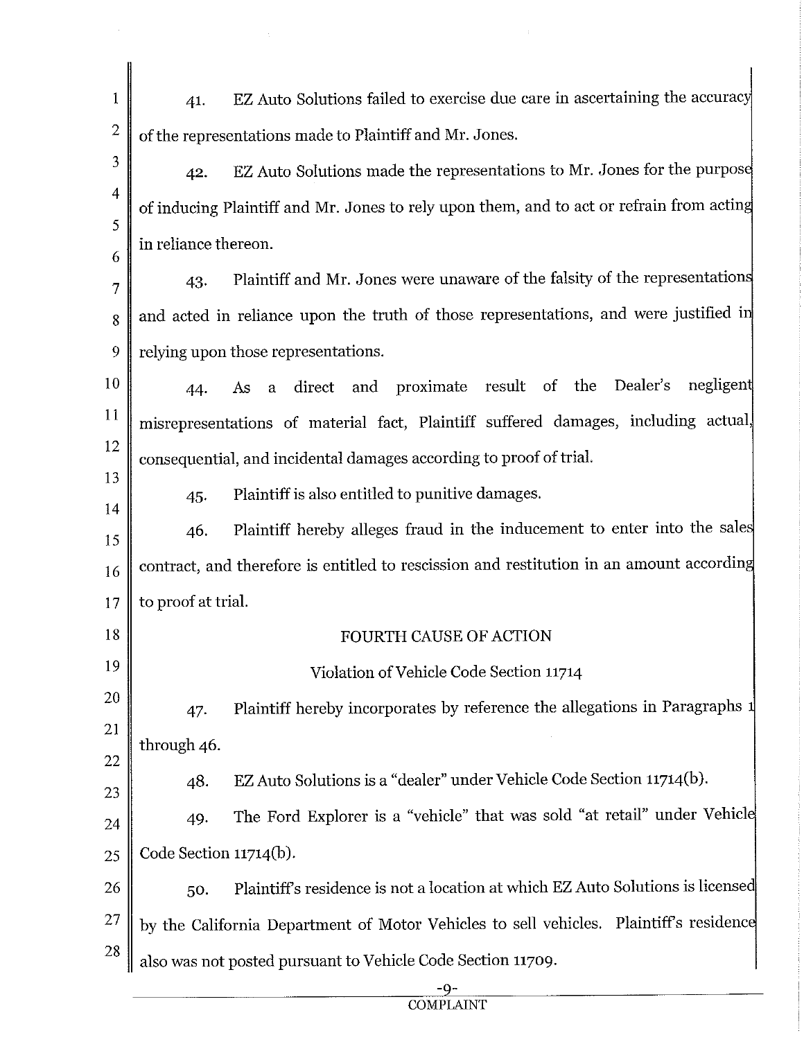41. EZ Auto Solutions failed to exercise due care in ascertaining the accuracy of the representations made to Plaintiff and Mr. Jones.

42. EZ Auto Solutions made the representations to Mr. Jones for the purpose of inducing Plaintiff and Mr. Jones to rely upon them, and to act or refrain from acting in reliance thereon.

43. Plaintiff and Mr. Jones were unaware of the falsity of the representations and acted in reliance upon the truth of those representations, and were justified in relying upon those representations.

44. As a direct and proximate result of the Dealer's negligent misrepresentations of material fact, Plaintiff suffered damages, including actual, consequential, and incidental damages according to proof of trial.

45. Plaintiff is also entitled to punitive damages.

46. Plaintiff hereby alleges fraud in the inducement to enter into the sales contract, and therefore is entitled to rescission and restitution in an amount according to proof at trial.

## FOURTH CAUSE OF ACTION

### Violation of Vehicle Code Section 11714

47. Plaintiff hereby incorporates by reference the allegations in Paragraphs 1 through 46.

48. EZ Auto Solutions is a "dealer" under Vehicle Code Section 11714(b).

49. The Ford Explorer is a "vehicle" that was sold "at retail" under Vehicle Code Section 11714(b).

50. Plaintiff's residence is not a location at which EZ Auto Solutions is licensed by the California Department of Motor Vehicles to sell vehicles. Plaintiff's residence also was not posted pursuant to Vehicle Code Section 11709.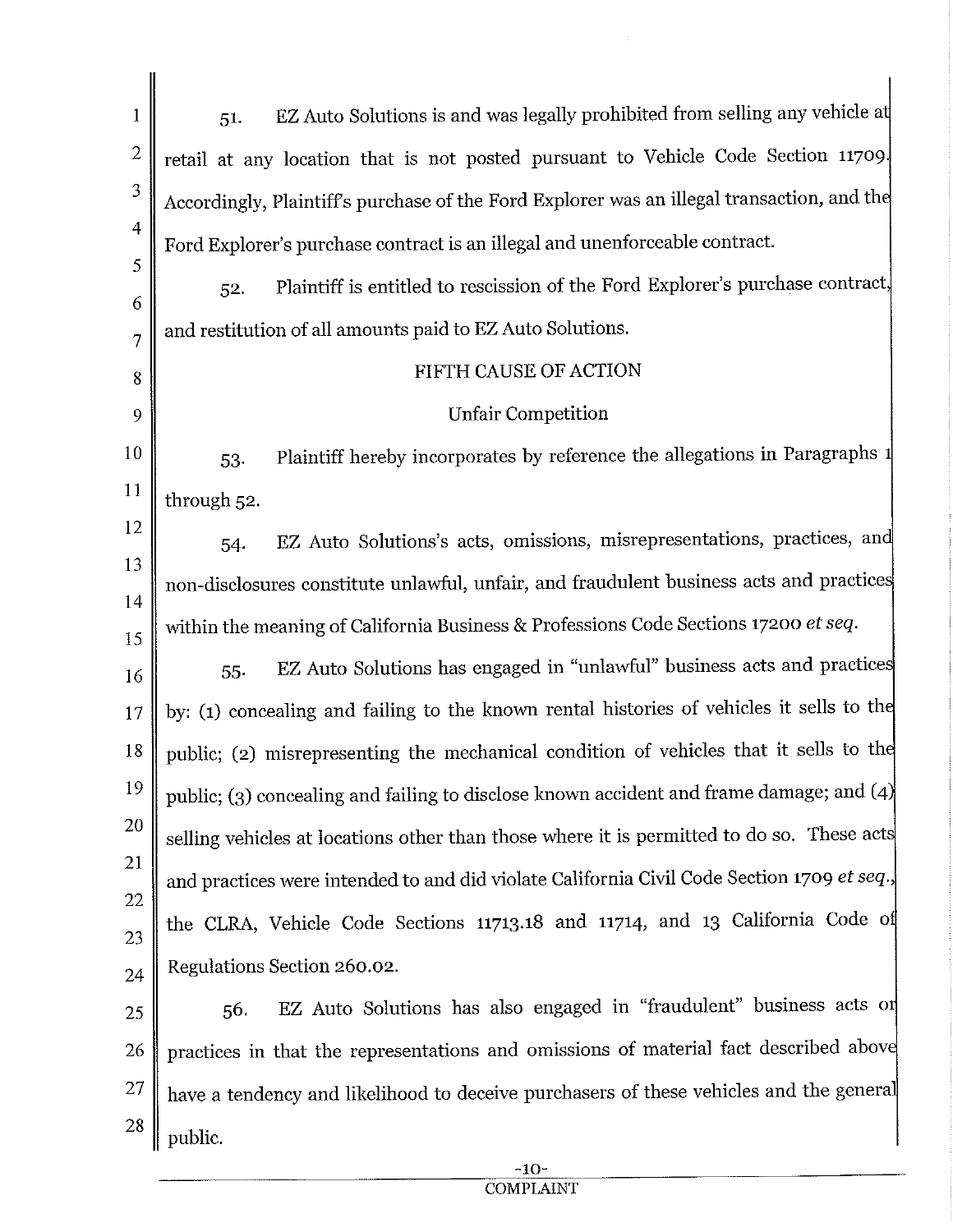51. EZ Auto Solutions is and was legally prohibited from selling any vehicle at retail at any location that is not posted pursuant to Vehicle Code Section 11709. Accordingly, Plaintiff's purchase of the Ford Explorer was an illegal transaction, and the Ford Explorer's purchase contract is an illegal and unenforceable contract.

52. Plaintiff is entitled to rescission of the Ford Explorer's purchase contract, and restitution of all amounts paid to EZ Auto Solutions.

## FIFTH CAUSE OF ACTION

### Unfair Competition

53. Plaintiff hereby incorporates by reference the allegations in Paragraphs 1 through 52.

54. EZ Auto Solutions's acts, omissions, misrepresentations, practices, and non-disclosures constitute unlawful, unfair, and fraudulent business acts and practices within the meaning of California Business & Professions Code Sections 17200 *et seq.*

55. EZ Auto Solutions has engaged in "unlawful" business acts and practices by: (1) concealing and failing to the known rental histories of vehicles it sells to the public; (2) misrepresenting the mechanical condition of vehicles that it sells to the public; (3) concealing and failing to disclose known accident and frame damage; and (4) selling vehicles at locations other than those where it is permitted to do so. These acts and practices were intended to and did violate California Civil Code Section 1709 *et seq.*, the CLRA, Vehicle Code Sections 11713.18 and 11714, and 13 California Code of Regulations Section 260.02.

56. EZ Auto Solutions has also engaged in "fraudulent" business acts or practices in that the representations and omissions of material fact described above have a tendency and likelihood to deceive purchasers of these vehicles and the general public.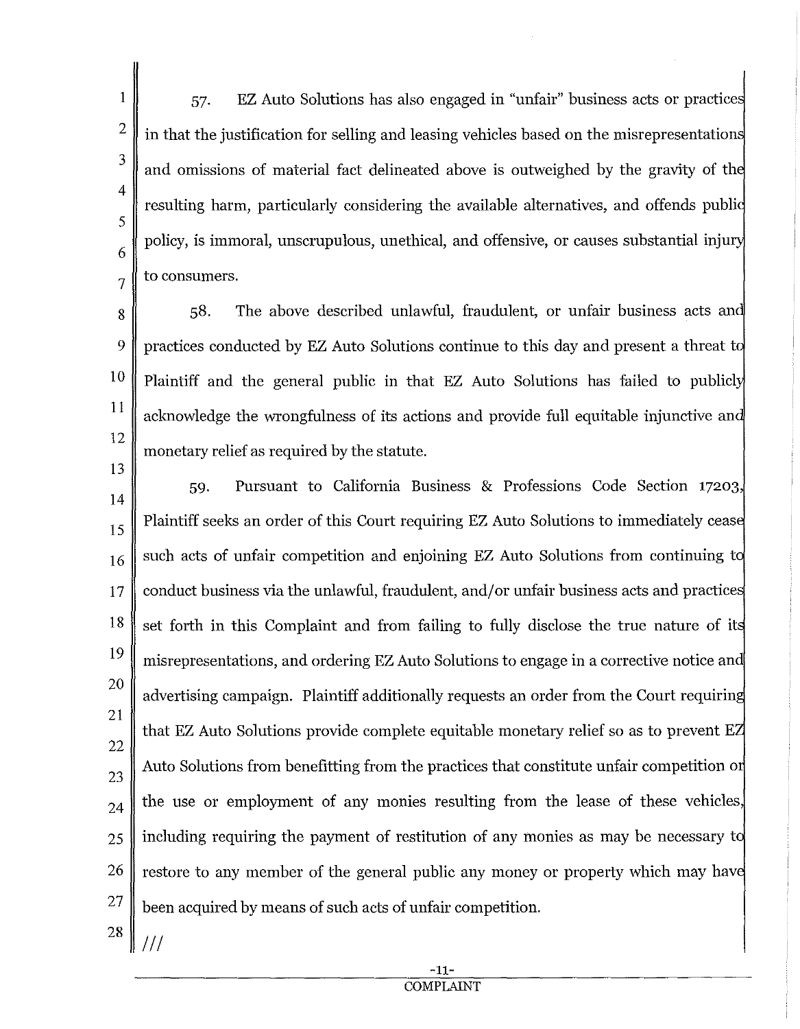57. EZ Auto Solutions has also engaged in "unfair" business acts or practices in that the justification for selling and leasing vehicles based on the misrepresentations and omissions of material fact delineated above is outweighed by the gravity of the resulting harm, particularly considering the available alternatives, and offends public policy, is immoral, unscrupulous, unethical, and offensive, or causes substantial injury to consumers.

58. The above described unlawful, fraudulent, or unfair business acts and practices conducted by EZ Auto Solutions continue to this day and present a threat to Plaintiff and the general public in that EZ Auto Solutions has failed to publicly acknowledge the wrongfulness of its actions and provide full equitable injunctive and monetary relief as required by the statute.

59. Pursuant to California Business & Professions Code Section 17203, Plaintiff seeks an order of this Court requiring EZ Auto Solutions to immediately cease such acts of unfair competition and enjoining EZ Auto Solutions from continuing to conduct business via the unlawful, fraudulent, and/or unfair business acts and practices set forth in this Complaint and from failing to fully disclose the true nature of its misrepresentations, and ordering EZ Auto Solutions to engage in a corrective notice and advertising campaign. Plaintiff additionally requests an order from the Court requiring that EZ Auto Solutions provide complete equitable monetary relief so as to prevent EZ Auto Solutions from benefitting from the practices that constitute unfair competition or the use or employment of any monies resulting from the lease of these vehicles, including requiring the payment of restitution of any monies as may be necessary to restore to any member of the general public any money or property which may have been acquired by means of such acts of unfair competition.

///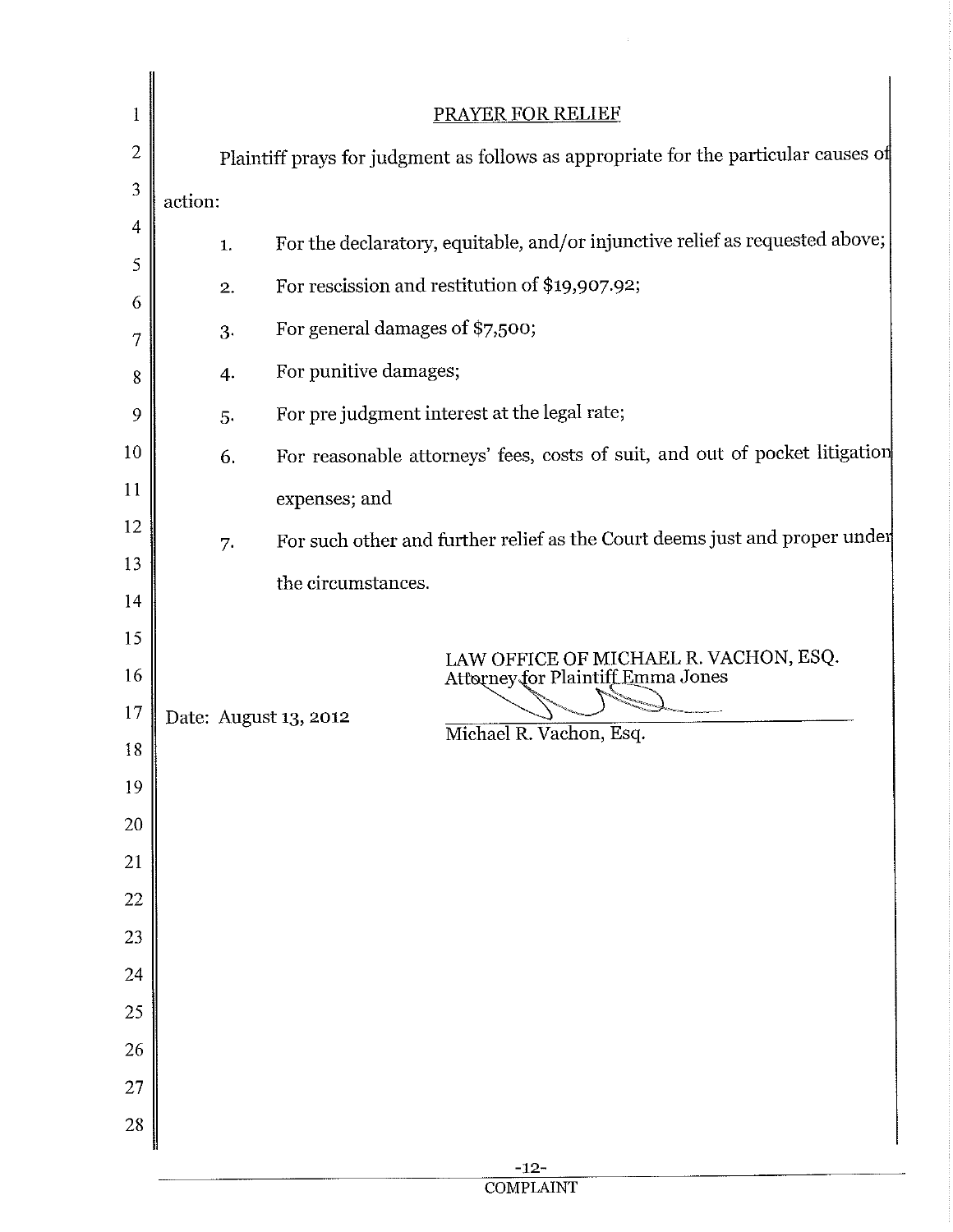## PRAYER FOR RELIEF

Plaintiff prays for judgment as follows as appropriate for the particular causes of action:

1. For the declaratory, equitable, and/or injunctive relief as requested above;
2. For rescission and restitution of $19,907.92;
3. For general damages of $7,500;
4. For punitive damages;
5. For pre judgment interest at the legal rate;
6. For reasonable attorneys' fees, costs of suit, and out of pocket litigation expenses; and
7. For such other and further relief as the Court deems just and proper under the circumstances.

LAW OFFICE OF MICHAEL R. VACHON, ESQ.
Attorney for Plaintiff Emma Jones

Date: August 13, 2012

Michael R. Vachon, Esq.